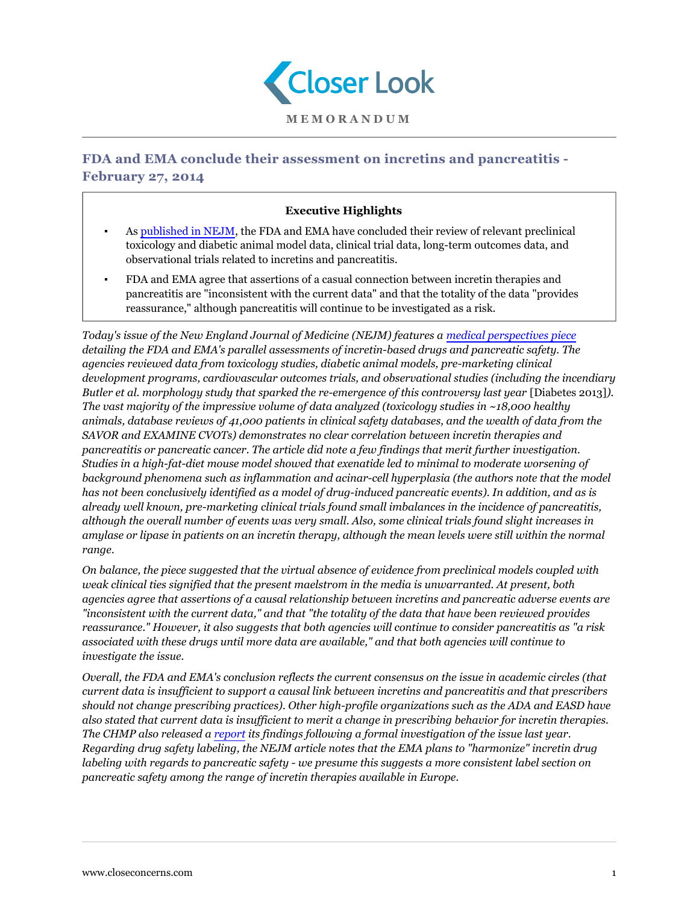Closer Look

**MEMORANDUM**

## FDA and EMA conclude their assessment on incretins and pancreatitis - February 27, 2014

**Executive Highlights**

- As published in NEJM, the FDA and EMA have concluded their review of relevant preclinical toxicology and diabetic animal model data, clinical trial data, long-term outcomes data, and observational trials related to incretins and pancreatitis.
- FDA and EMA agree that assertions of a casual connection between incretin therapies and pancreatitis are "inconsistent with the current data" and that the totality of the data "provides reassurance," although pancreatitis will continue to be investigated as a risk.

*Today's issue of the New England Journal of Medicine (NEJM) features a medical perspectives piece detailing the FDA and EMA's parallel assessments of incretin-based drugs and pancreatic safety. The agencies reviewed data from toxicology studies, diabetic animal models, pre-marketing clinical development programs, cardiovascular outcomes trials, and observational studies (including the incendiary Butler et al. morphology study that sparked the re-emergence of this controversy last year* [Diabetes 2013]*). The vast majority of the impressive volume of data analyzed (toxicology studies in ~18,000 healthy animals, database reviews of 41,000 patients in clinical safety databases, and the wealth of data from the SAVOR and EXAMINE CVOTs) demonstrates no clear correlation between incretin therapies and pancreatitis or pancreatic cancer. The article did note a few findings that merit further investigation. Studies in a high-fat-diet mouse model showed that exenatide led to minimal to moderate worsening of background phenomena such as inflammation and acinar-cell hyperplasia (the authors note that the model has not been conclusively identified as a model of drug-induced pancreatic events). In addition, and as is already well known, pre-marketing clinical trials found small imbalances in the incidence of pancreatitis, although the overall number of events was very small. Also, some clinical trials found slight increases in amylase or lipase in patients on an incretin therapy, although the mean levels were still within the normal range.*

*On balance, the piece suggested that the virtual absence of evidence from preclinical models coupled with weak clinical ties signified that the present maelstrom in the media is unwarranted. At present, both agencies agree that assertions of a causal relationship between incretins and pancreatic adverse events are "inconsistent with the current data," and that "the totality of the data that have been reviewed provides reassurance." However, it also suggests that both agencies will continue to consider pancreatitis as "a risk associated with these drugs until more data are available," and that both agencies will continue to investigate the issue.*

*Overall, the FDA and EMA's conclusion reflects the current consensus on the issue in academic circles (that current data is insufficient to support a causal link between incretins and pancreatitis and that prescribers should not change prescribing practices). Other high-profile organizations such as the ADA and EASD have also stated that current data is insufficient to merit a change in prescribing behavior for incretin therapies. The CHMP also released a report its findings following a formal investigation of the issue last year. Regarding drug safety labeling, the NEJM article notes that the EMA plans to "harmonize" incretin drug labeling with regards to pancreatic safety - we presume this suggests a more consistent label section on pancreatic safety among the range of incretin therapies available in Europe.*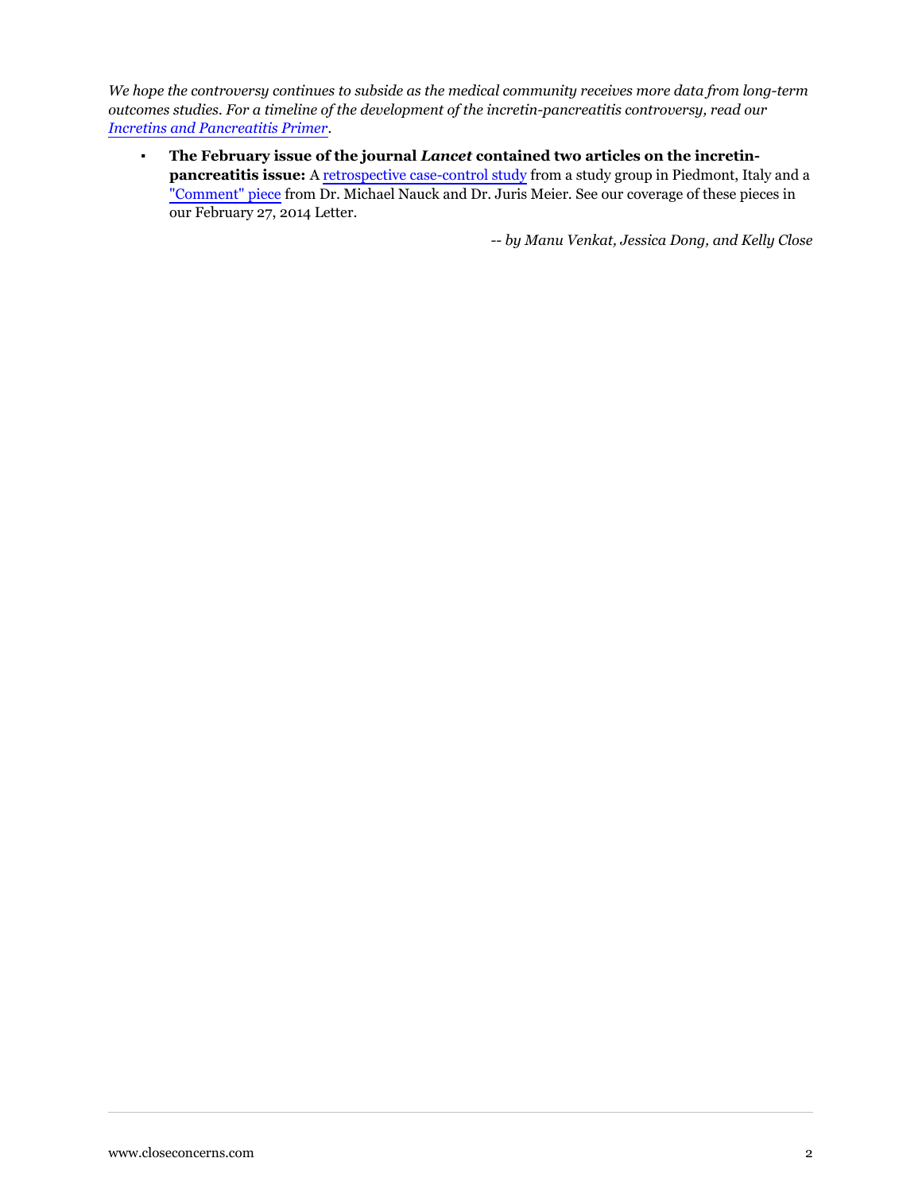*We hope the controversy continues to subside as the medical community receives more data from long-term outcomes studies. For a timeline of the development of the incretin-pancreatitis controversy, read our [Incretins and Pancreatitis Primer](#).*

- **The February issue of the journal *Lancet* contained two articles on the incretin-pancreatitis issue:** A [retrospective case-control study](#) from a study group in Piedmont, Italy and a ["Comment" piece](#) from Dr. Michael Nauck and Dr. Juris Meier. See our coverage of these pieces in our February 27, 2014 Letter.

*-- by Manu Venkat, Jessica Dong, and Kelly Close*